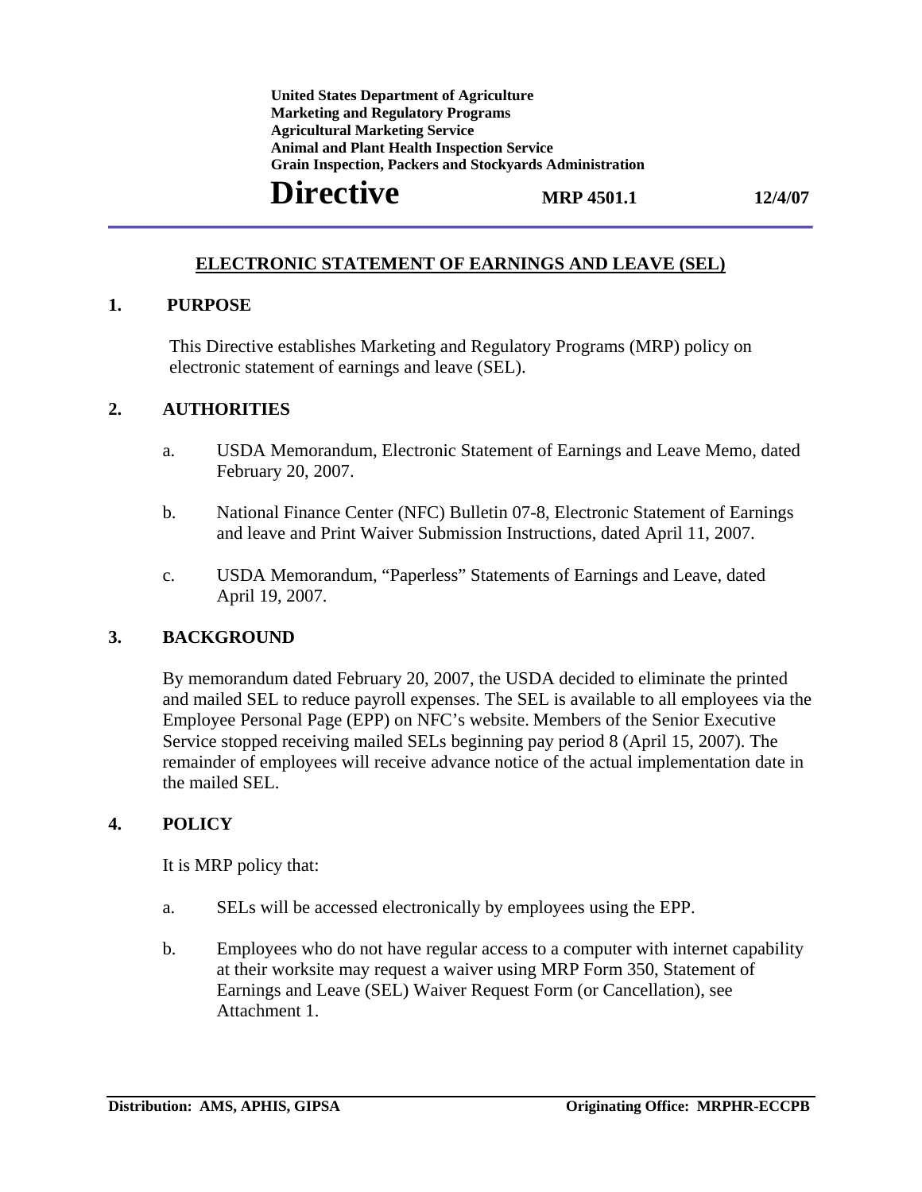**United States Department of Agriculture**
**Marketing and Regulatory Programs**
**Agricultural Marketing Service**
**Animal and Plant Health Inspection Service**
**Grain Inspection, Packers and Stockyards Administration**

# Directive

**MRP 4501.1** **12/4/07**

---

## ELECTRONIC STATEMENT OF EARNINGS AND LEAVE (SEL)

### 1. PURPOSE

This Directive establishes Marketing and Regulatory Programs (MRP) policy on electronic statement of earnings and leave (SEL).

### 2. AUTHORITIES

a. USDA Memorandum, Electronic Statement of Earnings and Leave Memo, dated February 20, 2007.

b. National Finance Center (NFC) Bulletin 07-8, Electronic Statement of Earnings and leave and Print Waiver Submission Instructions, dated April 11, 2007.

c. USDA Memorandum, "Paperless" Statements of Earnings and Leave, dated April 19, 2007.

### 3. BACKGROUND

By memorandum dated February 20, 2007, the USDA decided to eliminate the printed and mailed SEL to reduce payroll expenses. The SEL is available to all employees via the Employee Personal Page (EPP) on NFC's website. Members of the Senior Executive Service stopped receiving mailed SELs beginning pay period 8 (April 15, 2007). The remainder of employees will receive advance notice of the actual implementation date in the mailed SEL.

### 4. POLICY

It is MRP policy that:

a. SELs will be accessed electronically by employees using the EPP.

b. Employees who do not have regular access to a computer with internet capability at their worksite may request a waiver using MRP Form 350, Statement of Earnings and Leave (SEL) Waiver Request Form (or Cancellation), see Attachment 1.

---

**Distribution: AMS, APHIS, GIPSA** **Originating Office: MRPHR-ECCPB**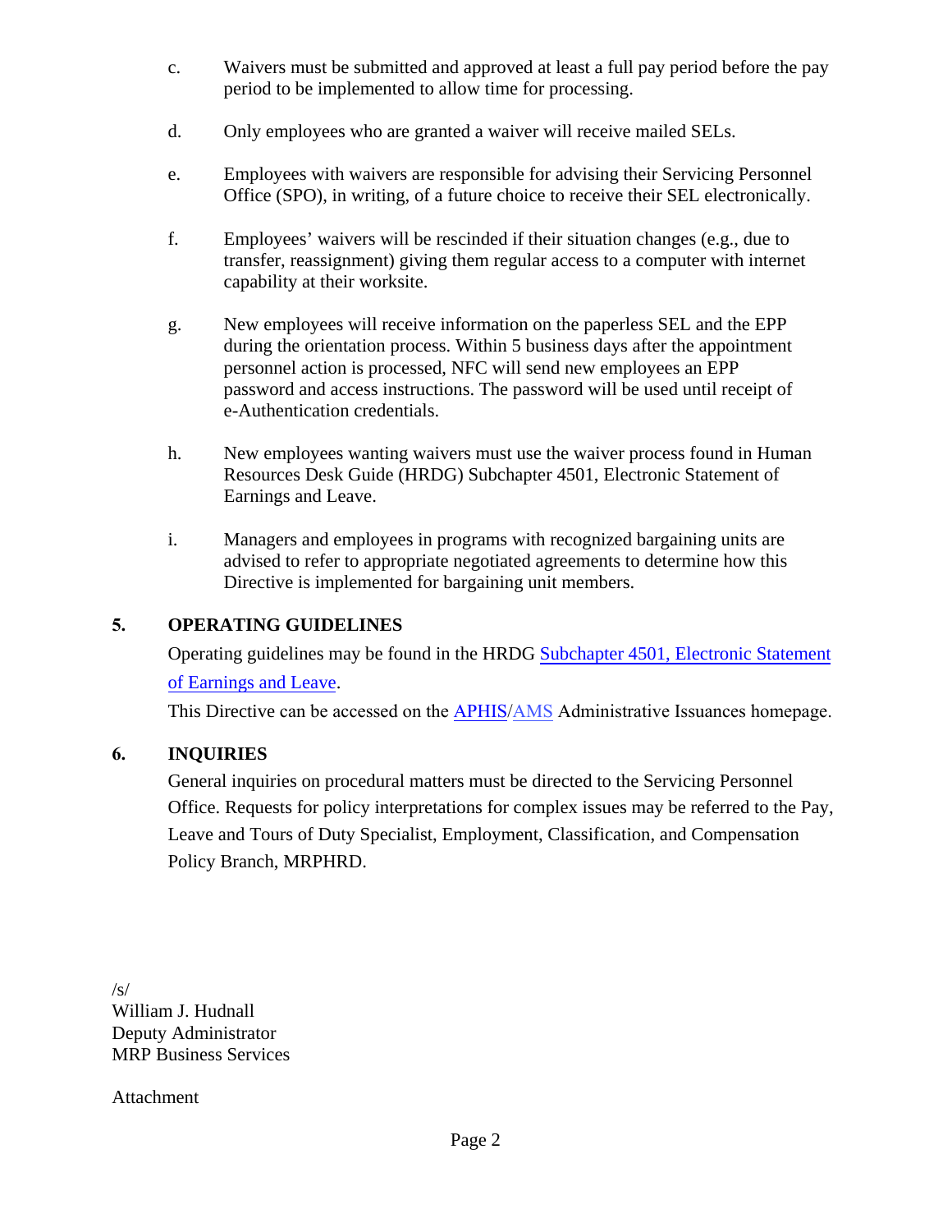c. Waivers must be submitted and approved at least a full pay period before the pay period to be implemented to allow time for processing.

d. Only employees who are granted a waiver will receive mailed SELs.

e. Employees with waivers are responsible for advising their Servicing Personnel Office (SPO), in writing, of a future choice to receive their SEL electronically.

f. Employees' waivers will be rescinded if their situation changes (e.g., due to transfer, reassignment) giving them regular access to a computer with internet capability at their worksite.

g. New employees will receive information on the paperless SEL and the EPP during the orientation process. Within 5 business days after the appointment personnel action is processed, NFC will send new employees an EPP password and access instructions. The password will be used until receipt of e-Authentication credentials.

h. New employees wanting waivers must use the waiver process found in Human Resources Desk Guide (HRDG) Subchapter 4501, Electronic Statement of Earnings and Leave.

i. Managers and employees in programs with recognized bargaining units are advised to refer to appropriate negotiated agreements to determine how this Directive is implemented for bargaining unit members.

## 5. OPERATING GUIDELINES

Operating guidelines may be found in the HRDG Subchapter 4501, Electronic Statement of Earnings and Leave.

This Directive can be accessed on the APHIS/AMS Administrative Issuances homepage.

## 6. INQUIRIES

General inquiries on procedural matters must be directed to the Servicing Personnel Office. Requests for policy interpretations for complex issues may be referred to the Pay, Leave and Tours of Duty Specialist, Employment, Classification, and Compensation Policy Branch, MRPHRD.

/s/
William J. Hudnall
Deputy Administrator
MRP Business Services

Attachment